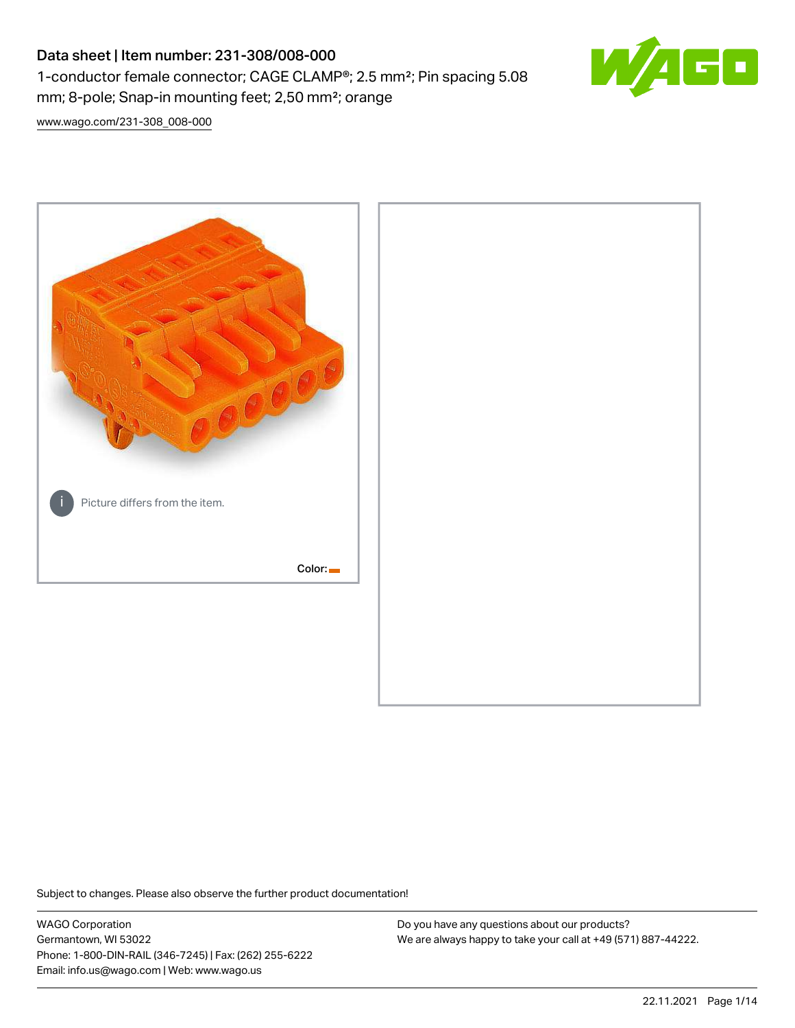# Data sheet | Item number: 231-308/008-000

1-conductor female connector; CAGE CLAMP®; 2.5 mm²; Pin spacing 5.08 mm; 8-pole; Snap-in mounting feet; 2,50 mm²; orange

www.wago.com/231-308_008-000

Picture differs from the item.

Color:

Subject to changes. Please also observe the further product documentation!

WAGO Corporation
Germantown, WI 53022
Phone: 1-800-DIN-RAIL (346-7245) | Fax: (262) 255-6222
Email: info.us@wago.com | Web: www.wago.us

Do you have any questions about our products?
We are always happy to take your call at +49 (571) 887-44222.

22.11.2021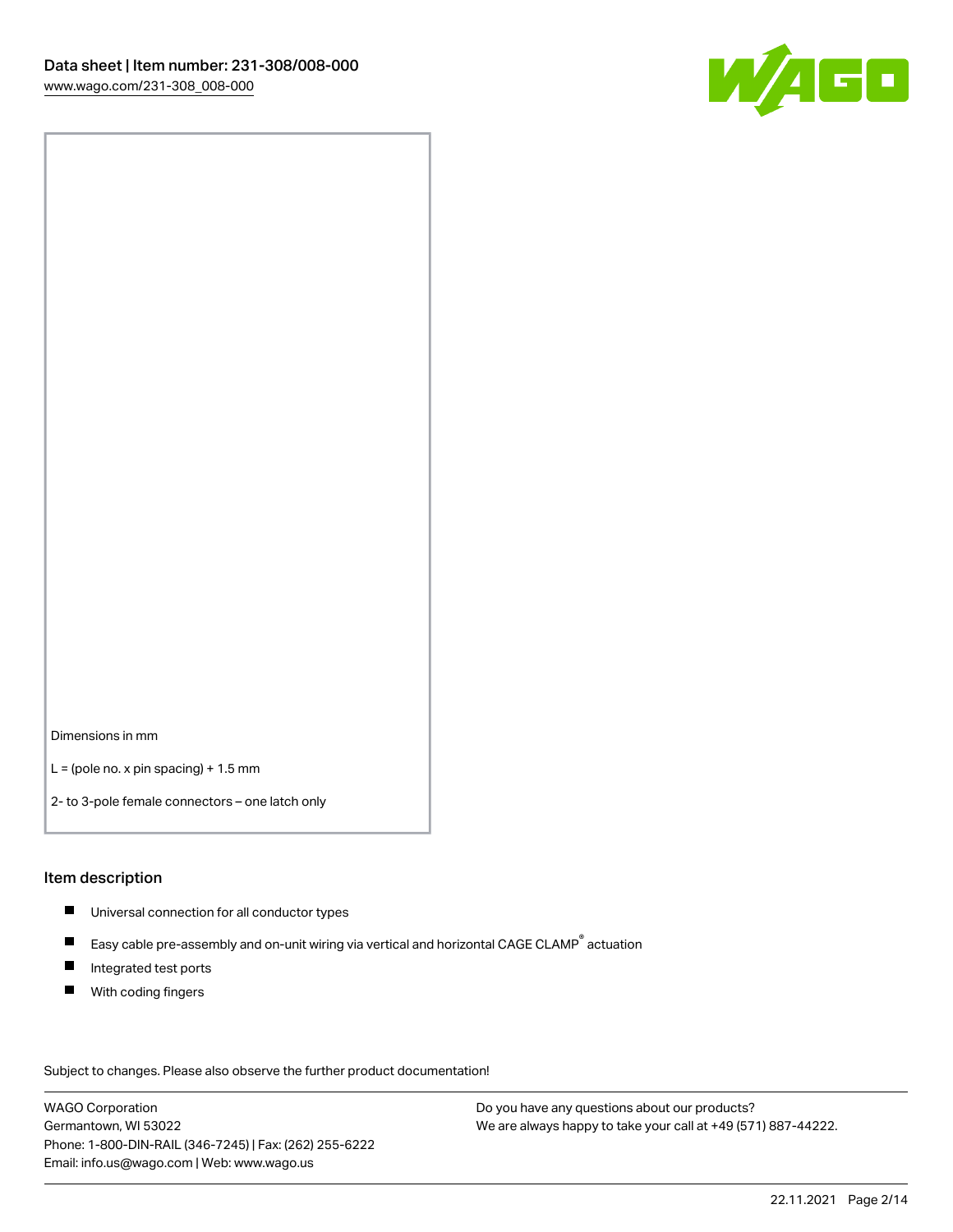Dimensions in mm

L = (pole no. x pin spacing) + 1.5 mm

2- to 3-pole female connectors – one latch only

## Item description

- Universal connection for all conductor types
- Easy cable pre-assembly and on-unit wiring via vertical and horizontal CAGE CLAMP® actuation
- Integrated test ports
- With coding fingers

Subject to changes. Please also observe the further product documentation!

WAGO Corporation
Germantown, WI 53022
Phone: 1-800-DIN-RAIL (346-7245) | Fax: (262) 255-6222
Email: info.us@wago.com | Web: www.wago.us

Do you have any questions about our products?
We are always happy to take your call at +49 (571) 887-44222.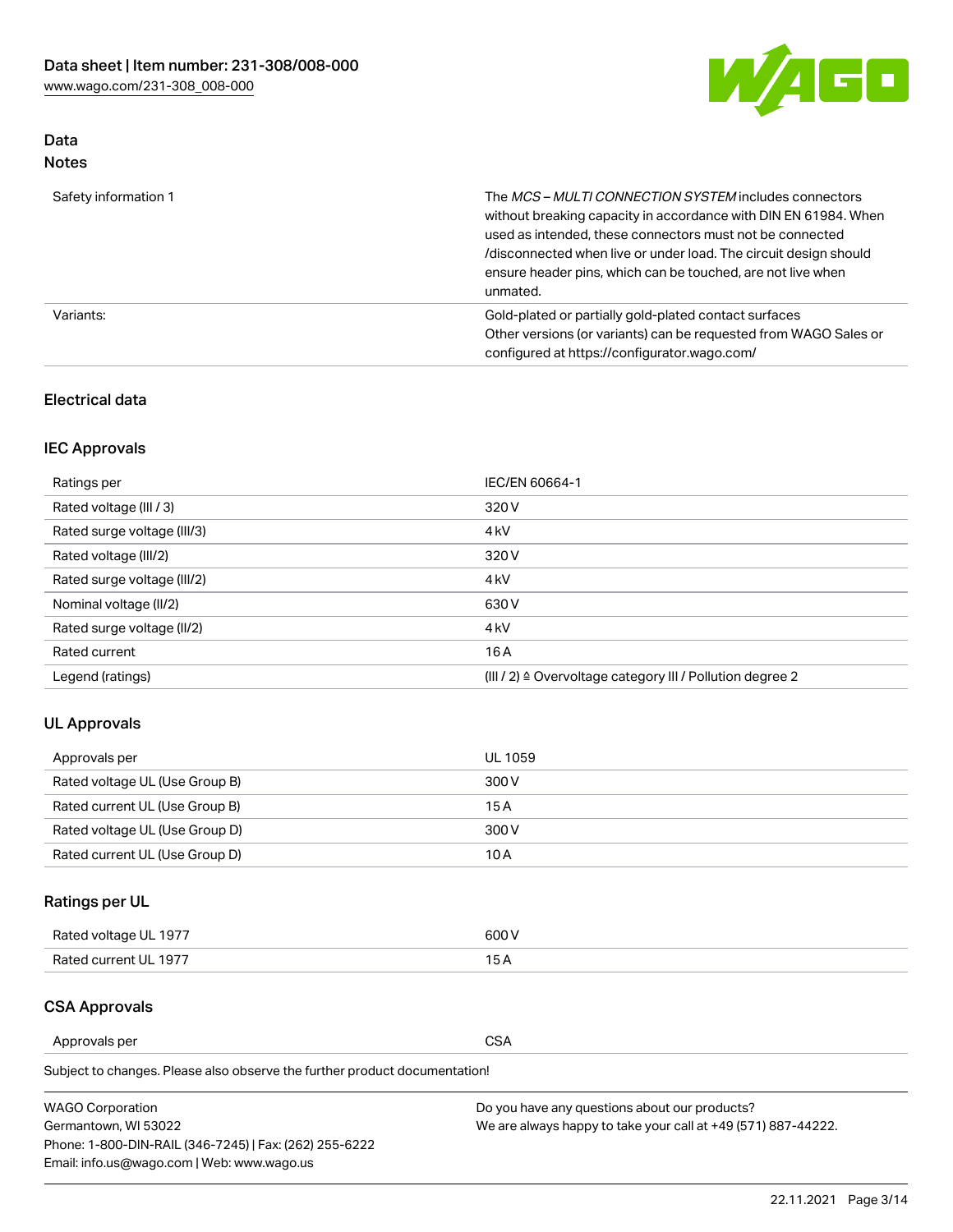## Data

### Notes

| | |
|---|---|
| Safety information 1 | The *MCS – MULTI CONNECTION SYSTEM* includes connectors without breaking capacity in accordance with DIN EN 61984. When used as intended, these connectors must not be connected /disconnected when live or under load. The circuit design should ensure header pins, which can be touched, are not live when unmated. |
| Variants: | Gold-plated or partially gold-plated contact surfaces<br>Other versions (or variants) can be requested from WAGO Sales or configured at https://configurator.wago.com/ |

## Electrical data

### IEC Approvals

| | |
|---|---|
| Ratings per | IEC/EN 60664-1 |
| Rated voltage (III / 3) | 320 V |
| Rated surge voltage (III/3) | 4 kV |
| Rated voltage (III/2) | 320 V |
| Rated surge voltage (III/2) | 4 kV |
| Nominal voltage (II/2) | 630 V |
| Rated surge voltage (II/2) | 4 kV |
| Rated current | 16 A |
| Legend (ratings) | (III / 2) ≙ Overvoltage category III / Pollution degree 2 |

### UL Approvals

| | |
|---|---|
| Approvals per | UL 1059 |
| Rated voltage UL (Use Group B) | 300 V |
| Rated current UL (Use Group B) | 15 A |
| Rated voltage UL (Use Group D) | 300 V |
| Rated current UL (Use Group D) | 10 A |

### Ratings per UL

| | |
|---|---|
| Rated voltage UL 1977 | 600 V |
| Rated current UL 1977 | 15 A |

### CSA Approvals

| | |
|---|---|
| Approvals per | CSA |

Subject to changes. Please also observe the further product documentation!

WAGO Corporation
Germantown, WI 53022
Phone: 1-800-DIN-RAIL (346-7245) | Fax: (262) 255-6222
Email: info.us@wago.com | Web: www.wago.us

Do you have any questions about our products?
We are always happy to take your call at +49 (571) 887-44222.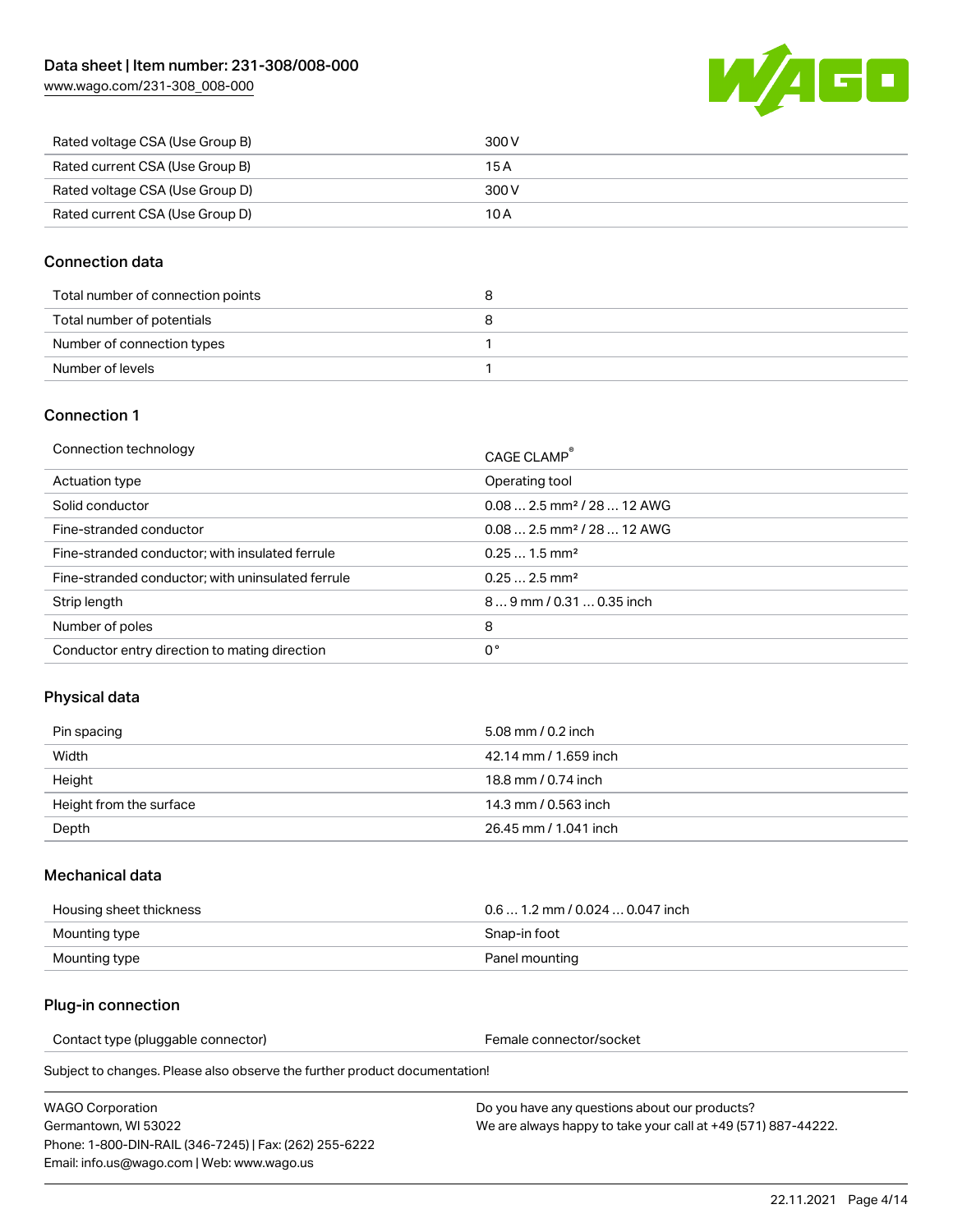| Rated voltage CSA (Use Group B) | 300 V |
| --- | --- |
| Rated current CSA (Use Group B) | 15 A |
| Rated voltage CSA (Use Group D) | 300 V |
| Rated current CSA (Use Group D) | 10 A |

## Connection data

| Total number of connection points | 8 |
| --- | --- |
| Total number of potentials | 8 |
| Number of connection types | 1 |
| Number of levels | 1 |

## Connection 1

| Connection technology | CAGE CLAMP® |
| --- | --- |
| Actuation type | Operating tool |
| Solid conductor | 0.08 … 2.5 mm² / 28 … 12 AWG |
| Fine-stranded conductor | 0.08 … 2.5 mm² / 28 … 12 AWG |
| Fine-stranded conductor; with insulated ferrule | 0.25 … 1.5 mm² |
| Fine-stranded conductor; with uninsulated ferrule | 0.25 … 2.5 mm² |
| Strip length | 8 … 9 mm / 0.31 … 0.35 inch |
| Number of poles | 8 |
| Conductor entry direction to mating direction | 0 ° |

## Physical data

| Pin spacing | 5.08 mm / 0.2 inch |
| --- | --- |
| Width | 42.14 mm / 1.659 inch |
| Height | 18.8 mm / 0.74 inch |
| Height from the surface | 14.3 mm / 0.563 inch |
| Depth | 26.45 mm / 1.041 inch |

## Mechanical data

| Housing sheet thickness | 0.6 … 1.2 mm / 0.024 … 0.047 inch |
| --- | --- |
| Mounting type | Snap-in foot |
| Mounting type | Panel mounting |

## Plug-in connection

| Contact type (pluggable connector) | Female connector/socket |
| --- | --- |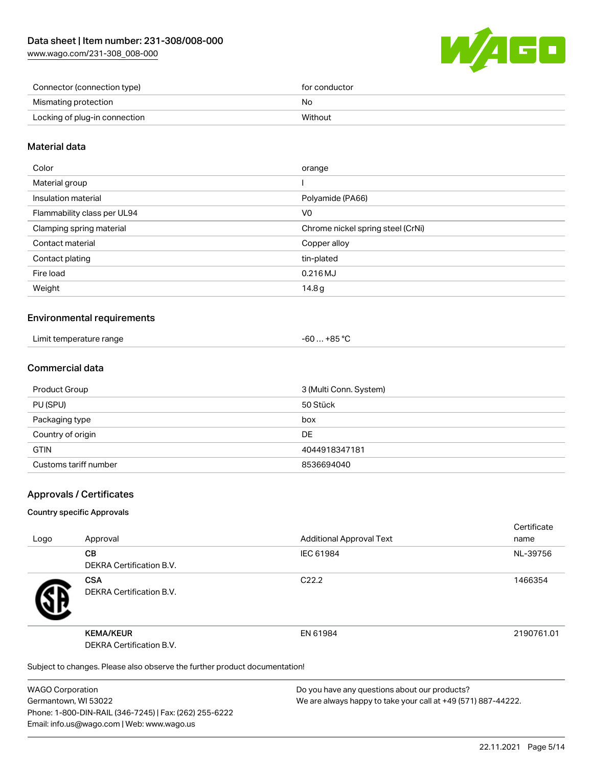| Connector (connection type) | for conductor |
| --- | --- |
| Mismating protection | No |
| Locking of plug-in connection | Without |

## Material data

| Color | orange |
| --- | --- |
| Material group | I |
| Insulation material | Polyamide (PA66) |
| Flammability class per UL94 | V0 |
| Clamping spring material | Chrome nickel spring steel (CrNi) |
| Contact material | Copper alloy |
| Contact plating | tin-plated |
| Fire load | 0.216 MJ |
| Weight | 14.8 g |

## Environmental requirements

| Limit temperature range | -60 … +85 °C |
| --- | --- |

## Commercial data

| Product Group | 3 (Multi Conn. System) |
| --- | --- |
| PU (SPU) | 50 Stück |
| Packaging type | box |
| Country of origin | DE |
| GTIN | 4044918347181 |
| Customs tariff number | 8536694040 |

## Approvals / Certificates

### Country specific Approvals

| Logo | Approval | Additional Approval Text | Certificate name |
| --- | --- | --- | --- |
| | **CB** DEKRA Certification B.V. | IEC 61984 | NL-39756 |
| | **CSA** DEKRA Certification B.V. | C22.2 | 1466354 |
| | **KEMA/KEUR** DEKRA Certification B.V. | EN 61984 | 2190761.01 |

Subject to changes. Please also observe the further product documentation!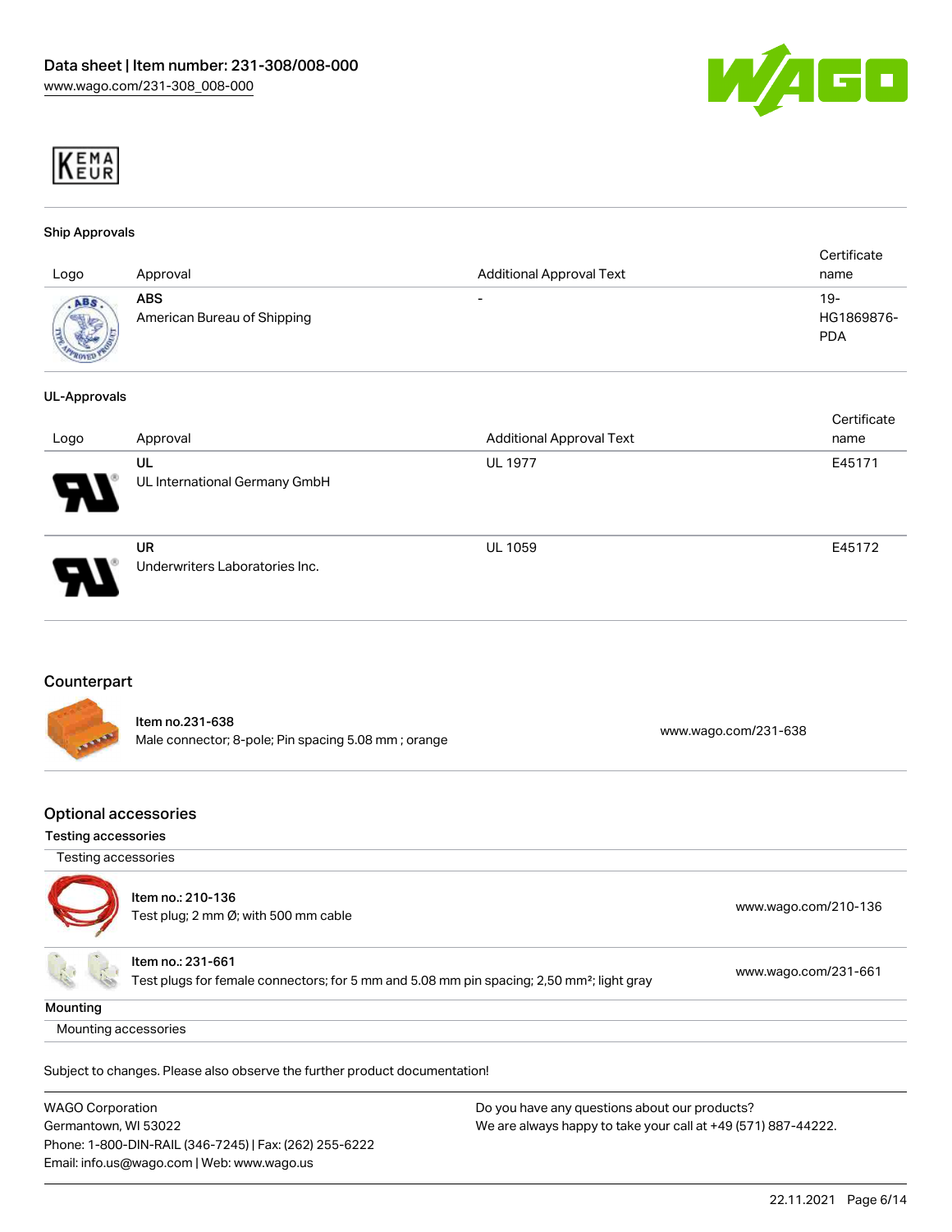## Ship Approvals

| Logo | Approval | Additional Approval Text | Certificate name |
|---|---|---|---|
| | **ABS**<br>American Bureau of Shipping | - | 19-HG1869876-PDA |

## UL-Approvals

| Logo | Approval | Additional Approval Text | Certificate name |
|---|---|---|---|
| | **UL**<br>UL International Germany GmbH | UL 1977 | E45171 |
| | **UR**<br>Underwriters Laboratories Inc. | UL 1059 | E45172 |

## Counterpart

| | | |
|---|---|---|
| | Item no.231-638<br>Male connector; 8-pole; Pin spacing 5.08 mm ; orange | www.wago.com/231-638 |

## Optional accessories

### Testing accessories

Testing accessories

| | | |
|---|---|---|
| | Item no.: 210-136<br>Test plug; 2 mm Ø; with 500 mm cable | www.wago.com/210-136 |
| | Item no.: 231-661<br>Test plugs for female connectors; for 5 mm and 5.08 mm pin spacing; 2,50 mm²; light gray | www.wago.com/231-661 |

### Mounting

Mounting accessories

Subject to changes. Please also observe the further product documentation!

WAGO Corporation
Germantown, WI 53022
Phone: 1-800-DIN-RAIL (346-7245) | Fax: (262) 255-6222
Email: info.us@wago.com | Web: www.wago.us

Do you have any questions about our products?
We are always happy to take your call at +49 (571) 887-44222.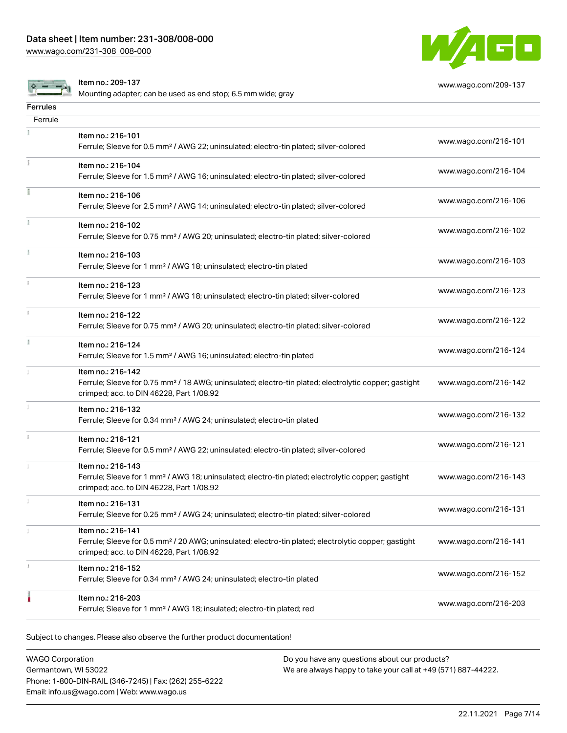| | | |
|---|---|---|
| | Item no.: 209-137<br>Mounting adapter; can be used as end stop; 6.5 mm wide; gray | www.wago.com/209-137 |

## Ferrules

| Ferrule | | |
|---|---|---|
| | Item no.: 216-101<br>Ferrule; Sleeve for 0.5 mm² / AWG 22; uninsulated; electro-tin plated; silver-colored | www.wago.com/216-101 |
| | Item no.: 216-104<br>Ferrule; Sleeve for 1.5 mm² / AWG 16; uninsulated; electro-tin plated; silver-colored | www.wago.com/216-104 |
| | Item no.: 216-106<br>Ferrule; Sleeve for 2.5 mm² / AWG 14; uninsulated; electro-tin plated; silver-colored | www.wago.com/216-106 |
| | Item no.: 216-102<br>Ferrule; Sleeve for 0.75 mm² / AWG 20; uninsulated; electro-tin plated; silver-colored | www.wago.com/216-102 |
| | Item no.: 216-103<br>Ferrule; Sleeve for 1 mm² / AWG 18; uninsulated; electro-tin plated | www.wago.com/216-103 |
| | Item no.: 216-123<br>Ferrule; Sleeve for 1 mm² / AWG 18; uninsulated; electro-tin plated; silver-colored | www.wago.com/216-123 |
| | Item no.: 216-122<br>Ferrule; Sleeve for 0.75 mm² / AWG 20; uninsulated; electro-tin plated; silver-colored | www.wago.com/216-122 |
| | Item no.: 216-124<br>Ferrule; Sleeve for 1.5 mm² / AWG 16; uninsulated; electro-tin plated | www.wago.com/216-124 |
| | Item no.: 216-142<br>Ferrule; Sleeve for 0.75 mm² / 18 AWG; uninsulated; electro-tin plated; electrolytic copper; gastight crimped; acc. to DIN 46228, Part 1/08.92 | www.wago.com/216-142 |
| | Item no.: 216-132<br>Ferrule; Sleeve for 0.34 mm² / AWG 24; uninsulated; electro-tin plated | www.wago.com/216-132 |
| | Item no.: 216-121<br>Ferrule; Sleeve for 0.5 mm² / AWG 22; uninsulated; electro-tin plated; silver-colored | www.wago.com/216-121 |
| | Item no.: 216-143<br>Ferrule; Sleeve for 1 mm² / AWG 18; uninsulated; electro-tin plated; electrolytic copper; gastight crimped; acc. to DIN 46228, Part 1/08.92 | www.wago.com/216-143 |
| | Item no.: 216-131<br>Ferrule; Sleeve for 0.25 mm² / AWG 24; uninsulated; electro-tin plated; silver-colored | www.wago.com/216-131 |
| | Item no.: 216-141<br>Ferrule; Sleeve for 0.5 mm² / 20 AWG; uninsulated; electro-tin plated; electrolytic copper; gastight crimped; acc. to DIN 46228, Part 1/08.92 | www.wago.com/216-141 |
| | Item no.: 216-152<br>Ferrule; Sleeve for 0.34 mm² / AWG 24; uninsulated; electro-tin plated | www.wago.com/216-152 |
| | Item no.: 216-203<br>Ferrule; Sleeve for 1 mm² / AWG 18; insulated; electro-tin plated; red | www.wago.com/216-203 |

Subject to changes. Please also observe the further product documentation!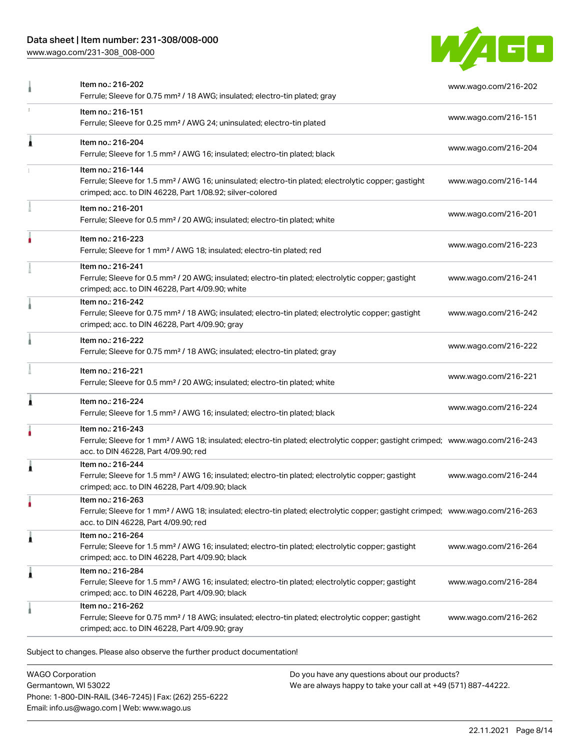| Item | Link |
| --- | --- |
| Item no.: 216-202<br>Ferrule; Sleeve for 0.75 mm² / 18 AWG; insulated; electro-tin plated; gray | www.wago.com/216-202 |
| Item no.: 216-151<br>Ferrule; Sleeve for 0.25 mm² / AWG 24; uninsulated; electro-tin plated | www.wago.com/216-151 |
| Item no.: 216-204<br>Ferrule; Sleeve for 1.5 mm² / AWG 16; insulated; electro-tin plated; black | www.wago.com/216-204 |
| Item no.: 216-144<br>Ferrule; Sleeve for 1.5 mm² / AWG 16; uninsulated; electro-tin plated; electrolytic copper; gastight crimped; acc. to DIN 46228, Part 1/08.92; silver-colored | www.wago.com/216-144 |
| Item no.: 216-201<br>Ferrule; Sleeve for 0.5 mm² / 20 AWG; insulated; electro-tin plated; white | www.wago.com/216-201 |
| Item no.: 216-223<br>Ferrule; Sleeve for 1 mm² / AWG 18; insulated; electro-tin plated; red | www.wago.com/216-223 |
| Item no.: 216-241<br>Ferrule; Sleeve for 0.5 mm² / 20 AWG; insulated; electro-tin plated; electrolytic copper; gastight crimped; acc. to DIN 46228, Part 4/09.90; white | www.wago.com/216-241 |
| Item no.: 216-242<br>Ferrule; Sleeve for 0.75 mm² / 18 AWG; insulated; electro-tin plated; electrolytic copper; gastight crimped; acc. to DIN 46228, Part 4/09.90; gray | www.wago.com/216-242 |
| Item no.: 216-222<br>Ferrule; Sleeve for 0.75 mm² / 18 AWG; insulated; electro-tin plated; gray | www.wago.com/216-222 |
| Item no.: 216-221<br>Ferrule; Sleeve for 0.5 mm² / 20 AWG; insulated; electro-tin plated; white | www.wago.com/216-221 |
| Item no.: 216-224<br>Ferrule; Sleeve for 1.5 mm² / AWG 16; insulated; electro-tin plated; black | www.wago.com/216-224 |
| Item no.: 216-243<br>Ferrule; Sleeve for 1 mm² / AWG 18; insulated; electro-tin plated; electrolytic copper; gastight crimped; acc. to DIN 46228, Part 4/09.90; red | www.wago.com/216-243 |
| Item no.: 216-244<br>Ferrule; Sleeve for 1.5 mm² / AWG 16; insulated; electro-tin plated; electrolytic copper; gastight crimped; acc. to DIN 46228, Part 4/09.90; black | www.wago.com/216-244 |
| Item no.: 216-263<br>Ferrule; Sleeve for 1 mm² / AWG 18; insulated; electro-tin plated; electrolytic copper; gastight crimped; acc. to DIN 46228, Part 4/09.90; red | www.wago.com/216-263 |
| Item no.: 216-264<br>Ferrule; Sleeve for 1.5 mm² / AWG 16; insulated; electro-tin plated; electrolytic copper; gastight crimped; acc. to DIN 46228, Part 4/09.90; black | www.wago.com/216-264 |
| Item no.: 216-284<br>Ferrule; Sleeve for 1.5 mm² / AWG 16; insulated; electro-tin plated; electrolytic copper; gastight crimped; acc. to DIN 46228, Part 4/09.90; black | www.wago.com/216-284 |
| Item no.: 216-262<br>Ferrule; Sleeve for 0.75 mm² / 18 AWG; insulated; electro-tin plated; electrolytic copper; gastight crimped; acc. to DIN 46228, Part 4/09.90; gray | www.wago.com/216-262 |

Subject to changes. Please also observe the further product documentation!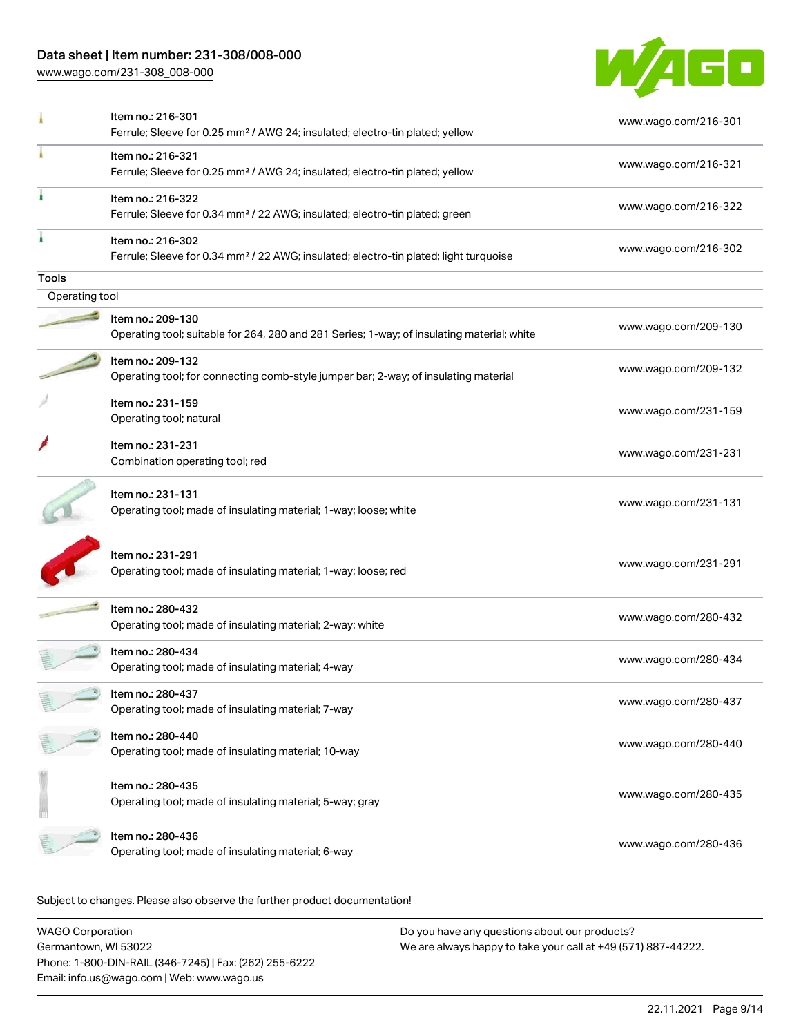| Item | Link |
|---|---|
| Item no.: 216-301<br>Ferrule; Sleeve for 0.25 mm² / AWG 24; insulated; electro-tin plated; yellow | www.wago.com/216-301 |
| Item no.: 216-321<br>Ferrule; Sleeve for 0.25 mm² / AWG 24; insulated; electro-tin plated; yellow | www.wago.com/216-321 |
| Item no.: 216-322<br>Ferrule; Sleeve for 0.34 mm² / 22 AWG; insulated; electro-tin plated; green | www.wago.com/216-322 |
| Item no.: 216-302<br>Ferrule; Sleeve for 0.34 mm² / 22 AWG; insulated; electro-tin plated; light turquoise | www.wago.com/216-302 |

**Tools**

Operating tool

| Item | Link |
|---|---|
| Item no.: 209-130<br>Operating tool; suitable for 264, 280 and 281 Series; 1-way; of insulating material; white | www.wago.com/209-130 |
| Item no.: 209-132<br>Operating tool; for connecting comb-style jumper bar; 2-way; of insulating material | www.wago.com/209-132 |
| Item no.: 231-159<br>Operating tool; natural | www.wago.com/231-159 |
| Item no.: 231-231<br>Combination operating tool; red | www.wago.com/231-231 |
| Item no.: 231-131<br>Operating tool; made of insulating material; 1-way; loose; white | www.wago.com/231-131 |
| Item no.: 231-291<br>Operating tool; made of insulating material; 1-way; loose; red | www.wago.com/231-291 |
| Item no.: 280-432<br>Operating tool; made of insulating material; 2-way; white | www.wago.com/280-432 |
| Item no.: 280-434<br>Operating tool; made of insulating material; 4-way | www.wago.com/280-434 |
| Item no.: 280-437<br>Operating tool; made of insulating material; 7-way | www.wago.com/280-437 |
| Item no.: 280-440<br>Operating tool; made of insulating material; 10-way | www.wago.com/280-440 |
| Item no.: 280-435<br>Operating tool; made of insulating material; 5-way; gray | www.wago.com/280-435 |
| Item no.: 280-436<br>Operating tool; made of insulating material; 6-way | www.wago.com/280-436 |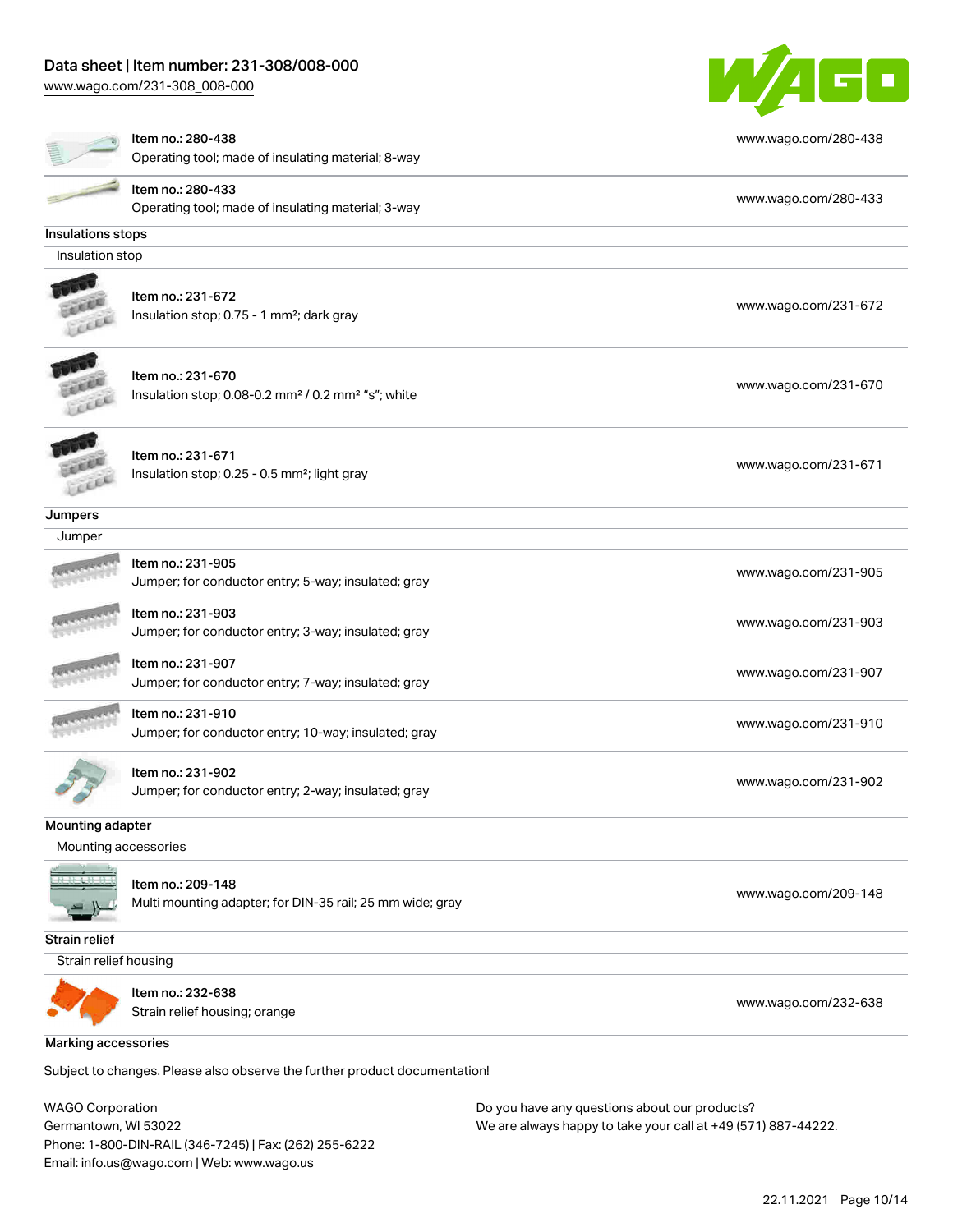| | | |
|---|---|---|
| | Item no.: 280-438<br>Operating tool; made of insulating material; 8-way | www.wago.com/280-438 |
| | Item no.: 280-433<br>Operating tool; made of insulating material; 3-way | www.wago.com/280-433 |

**Insulations stops**

Insulation stop

| | | |
|---|---|---|
| | Item no.: 231-672<br>Insulation stop; 0.75 - 1 mm²; dark gray | www.wago.com/231-672 |
| | Item no.: 231-670<br>Insulation stop; 0.08-0.2 mm² / 0.2 mm² "s"; white | www.wago.com/231-670 |
| | Item no.: 231-671<br>Insulation stop; 0.25 - 0.5 mm²; light gray | www.wago.com/231-671 |

**Jumpers**

Jumper

| | | |
|---|---|---|
| | Item no.: 231-905<br>Jumper; for conductor entry; 5-way; insulated; gray | www.wago.com/231-905 |
| | Item no.: 231-903<br>Jumper; for conductor entry; 3-way; insulated; gray | www.wago.com/231-903 |
| | Item no.: 231-907<br>Jumper; for conductor entry; 7-way; insulated; gray | www.wago.com/231-907 |
| | Item no.: 231-910<br>Jumper; for conductor entry; 10-way; insulated; gray | www.wago.com/231-910 |
| | Item no.: 231-902<br>Jumper; for conductor entry; 2-way; insulated; gray | www.wago.com/231-902 |

**Mounting adapter**

Mounting accessories

| | | |
|---|---|---|
| | Item no.: 209-148<br>Multi mounting adapter; for DIN-35 rail; 25 mm wide; gray | www.wago.com/209-148 |

**Strain relief**

Strain relief housing

| | | |
|---|---|---|
| | Item no.: 232-638<br>Strain relief housing; orange | www.wago.com/232-638 |

**Marking accessories**

Subject to changes. Please also observe the further product documentation!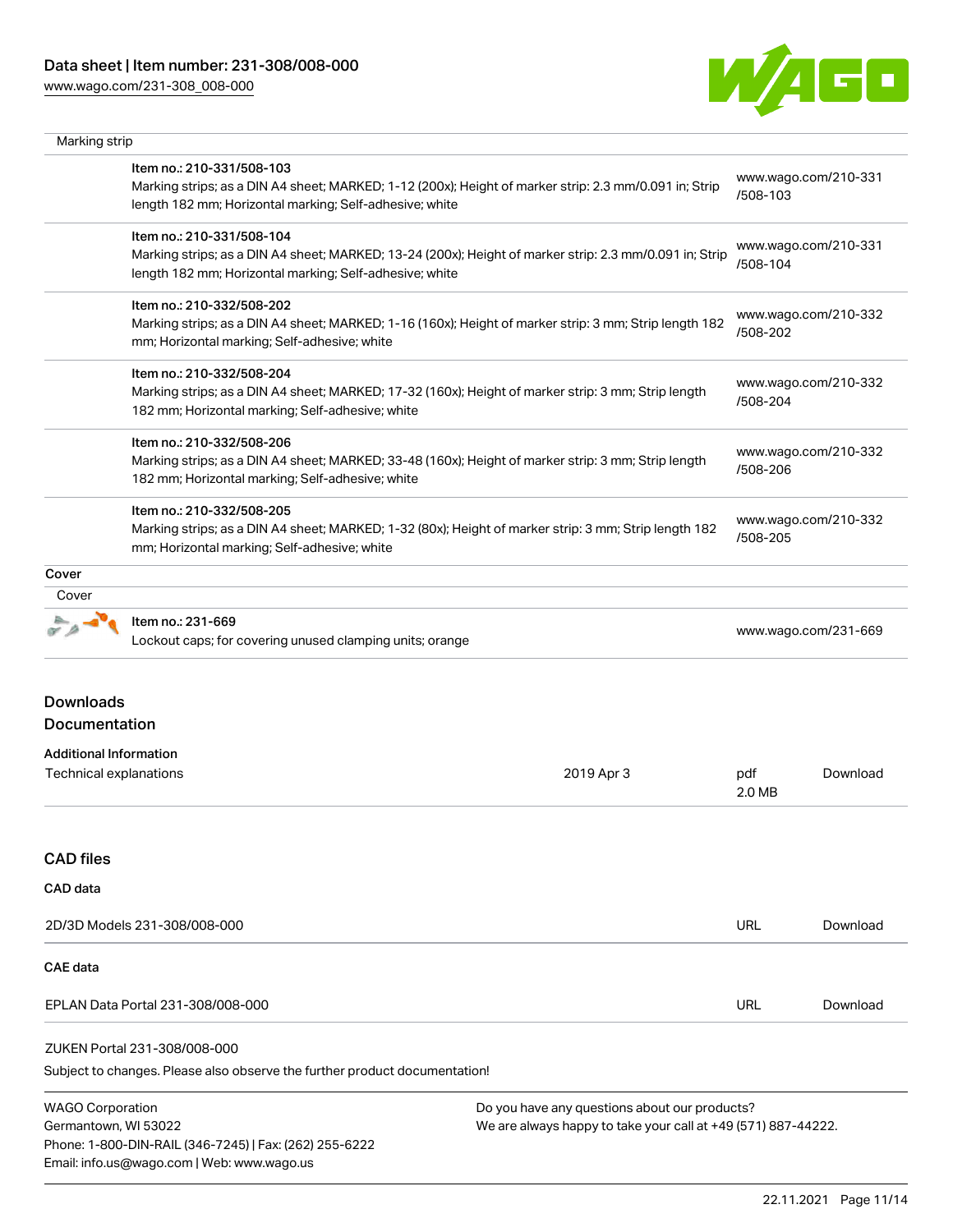| Marking strip | |
|---|---|
| Item no.: 210-331/508-103<br>Marking strips; as a DIN A4 sheet; MARKED; 1-12 (200x); Height of marker strip: 2.3 mm/0.091 in; Strip length 182 mm; Horizontal marking; Self-adhesive; white | www.wago.com/210-331/508-103 |
| Item no.: 210-331/508-104<br>Marking strips; as a DIN A4 sheet; MARKED; 13-24 (200x); Height of marker strip: 2.3 mm/0.091 in; Strip length 182 mm; Horizontal marking; Self-adhesive; white | www.wago.com/210-331/508-104 |
| Item no.: 210-332/508-202<br>Marking strips; as a DIN A4 sheet; MARKED; 1-16 (160x); Height of marker strip: 3 mm; Strip length 182 mm; Horizontal marking; Self-adhesive; white | www.wago.com/210-332/508-202 |
| Item no.: 210-332/508-204<br>Marking strips; as a DIN A4 sheet; MARKED; 17-32 (160x); Height of marker strip: 3 mm; Strip length 182 mm; Horizontal marking; Self-adhesive; white | www.wago.com/210-332/508-204 |
| Item no.: 210-332/508-206<br>Marking strips; as a DIN A4 sheet; MARKED; 33-48 (160x); Height of marker strip: 3 mm; Strip length 182 mm; Horizontal marking; Self-adhesive; white | www.wago.com/210-332/508-206 |
| Item no.: 210-332/508-205<br>Marking strips; as a DIN A4 sheet; MARKED; 1-32 (80x); Height of marker strip: 3 mm; Strip length 182 mm; Horizontal marking; Self-adhesive; white | www.wago.com/210-332/508-205 |

**Cover**

| Cover | |
|---|---|
| Item no.: 231-669<br>Lockout caps; for covering unused clamping units; orange | www.wago.com/231-669 |

## Downloads

### Documentation

**Additional Information**

| | | | |
|---|---|---|---|
| Technical explanations | 2019 Apr 3 | pdf 2.0 MB | Download |

### CAD files

**CAD data**

| | | |
|---|---|---|
| 2D/3D Models 231-308/008-000 | URL | Download |

**CAE data**

| | | |
|---|---|---|
| EPLAN Data Portal 231-308/008-000 | URL | Download |
| ZUKEN Portal 231-308/008-000 | | |

Subject to changes. Please also observe the further product documentation!

WAGO Corporation
Germantown, WI 53022
Phone: 1-800-DIN-RAIL (346-7245) | Fax: (262) 255-6222
Email: info.us@wago.com | Web: www.wago.us

Do you have any questions about our products?
We are always happy to take your call at +49 (571) 887-44222.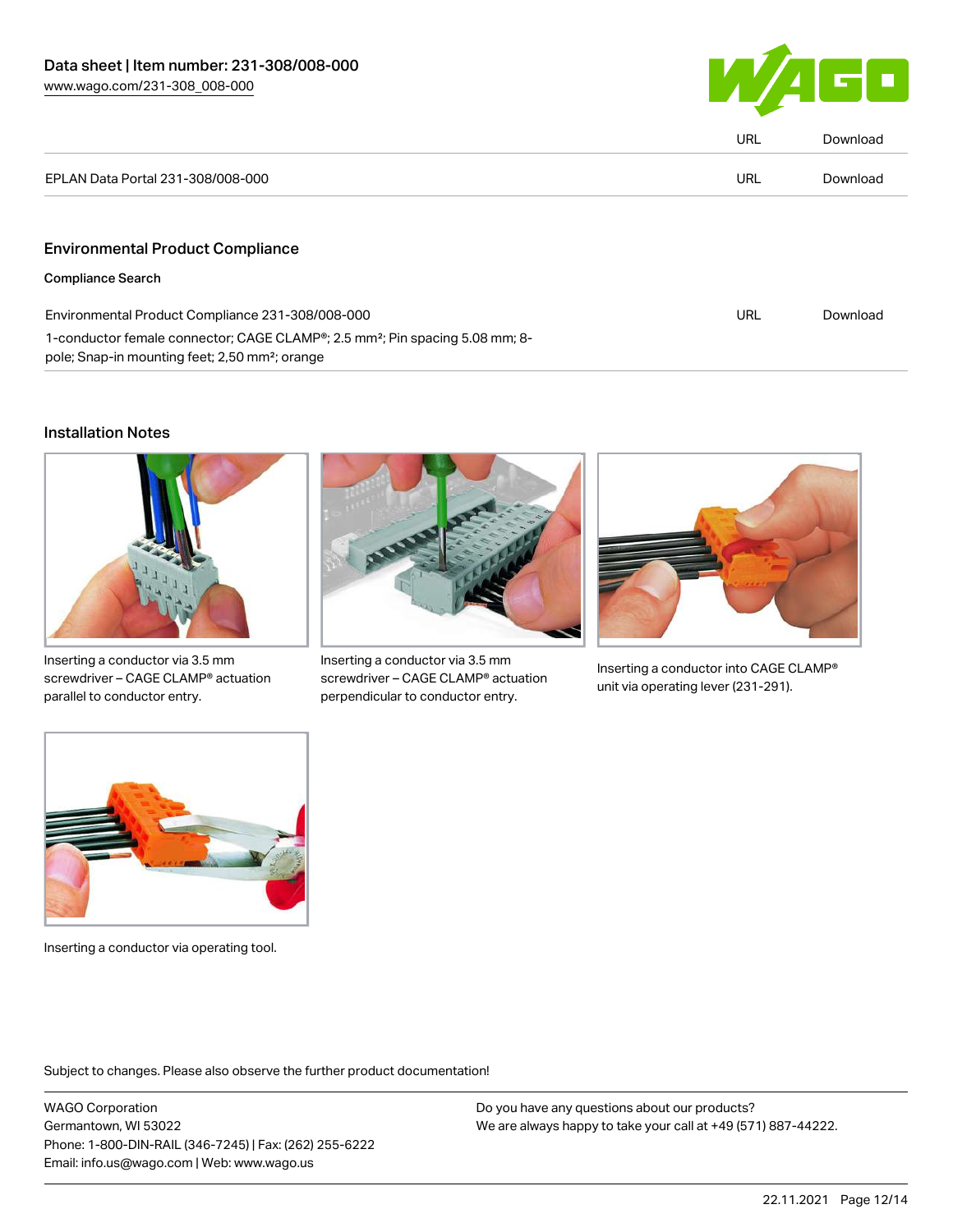| | URL | Download |
|---|---|---|
| EPLAN Data Portal 231-308/008-000 | URL | Download |

## Environmental Product Compliance

### Compliance Search

| | | |
|---|---|---|
| Environmental Product Compliance 231-308/008-000<br>1-conductor female connector; CAGE CLAMP®; 2.5 mm²; Pin spacing 5.08 mm; 8-pole; Snap-in mounting feet; 2,50 mm²; orange | URL | Download |

## Installation Notes

Inserting a conductor via 3.5 mm screwdriver – CAGE CLAMP® actuation parallel to conductor entry.

Inserting a conductor via 3.5 mm screwdriver – CAGE CLAMP® actuation perpendicular to conductor entry.

Inserting a conductor into CAGE CLAMP® unit via operating lever (231-291).

Inserting a conductor via operating tool.

Subject to changes. Please also observe the further product documentation!

WAGO Corporation
Germantown, WI 53022
Phone: 1-800-DIN-RAIL (346-7245) | Fax: (262) 255-6222
Email: info.us@wago.com | Web: www.wago.us

Do you have any questions about our products?
We are always happy to take your call at +49 (571) 887-44222.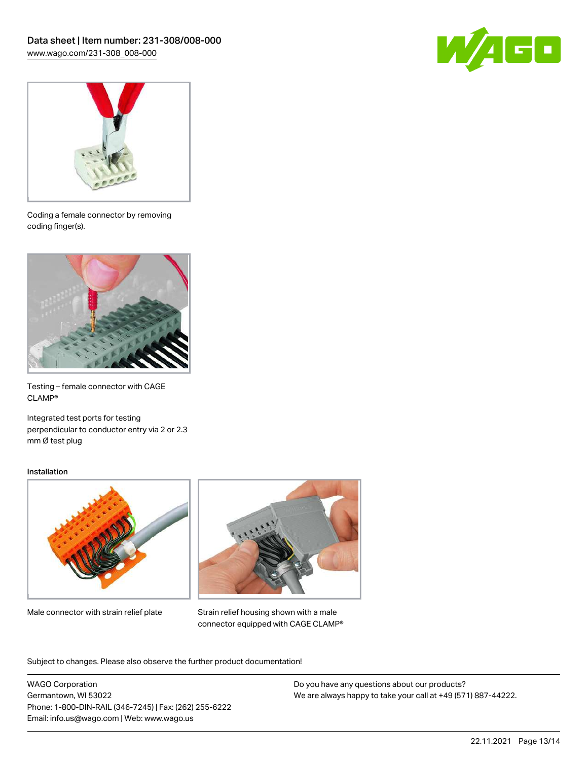Coding a female connector by removing coding finger(s).

Testing – female connector with CAGE CLAMP®

Integrated test ports for testing perpendicular to conductor entry via 2 or 2.3 mm Ø test plug

Installation

Male connector with strain relief plate

Strain relief housing shown with a male connector equipped with CAGE CLAMP®

Subject to changes. Please also observe the further product documentation!

WAGO Corporation
Germantown, WI 53022
Phone: 1-800-DIN-RAIL (346-7245) | Fax: (262) 255-6222
Email: info.us@wago.com | Web: www.wago.us

Do you have any questions about our products?
We are always happy to take your call at +49 (571) 887-44222.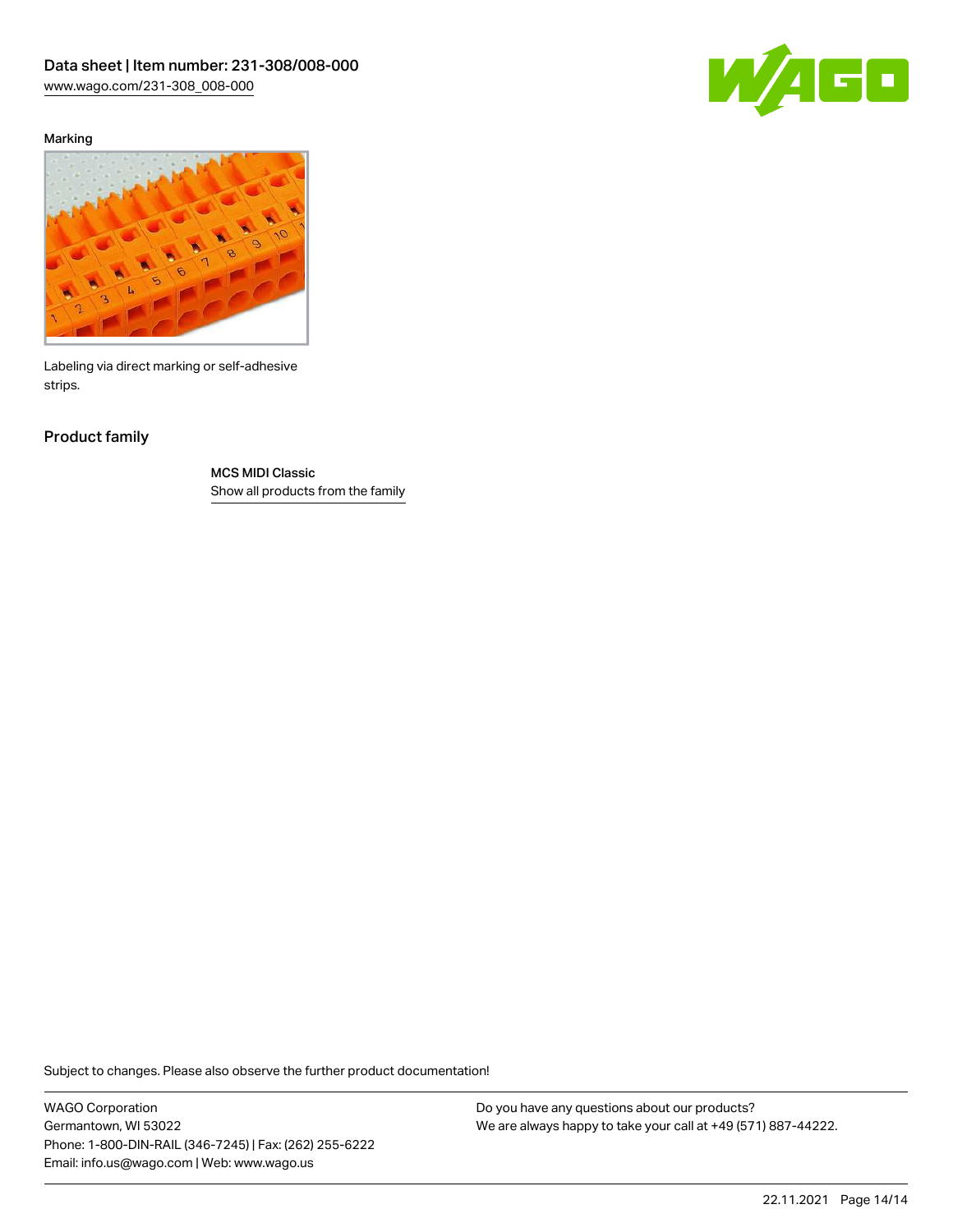Marking

Labeling via direct marking or self-adhesive strips.

## Product family

MCS MIDI Classic
Show all products from the family

Subject to changes. Please also observe the further product documentation!

WAGO Corporation
Germantown, WI 53022
Phone: 1-800-DIN-RAIL (346-7245) | Fax: (262) 255-6222
Email: info.us@wago.com | Web: www.wago.us

Do you have any questions about our products?
We are always happy to take your call at +49 (571) 887-44222.